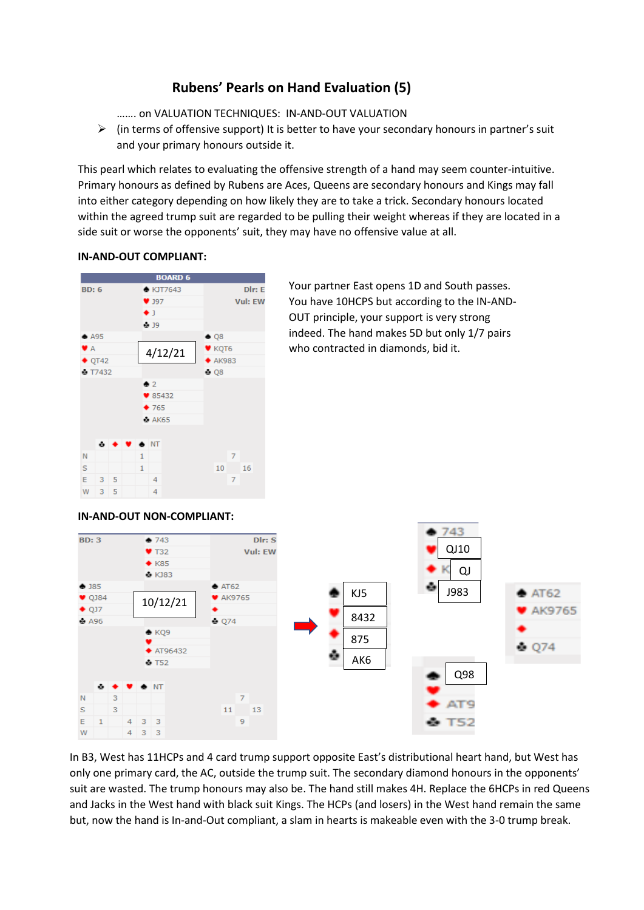# Rubens' Pearls on Hand Evaluation (5)

……. on VALUATION TECHNIQUES: IN-AND-OUT VALUATION

- (in terms of offensive support) It is better to have your secondary honours in partner's suit and your primary honours outside it.

This pearl which relates to evaluating the offensive strength of a hand may seem counter-intuitive. Primary honours as defined by Rubens are Aces, Queens are secondary honours and Kings may fall into either category depending on how likely they are to take a trick. Secondary honours located within the agreed trump suit are regarded to be pulling their weight whereas if they are located in a side suit or worse the opponents' suit, they may have no offensive value at all.

**IN-AND-OUT COMPLIANT:**

BOARD 6

BD: 6 Dlr: E Vul: EW

North: ♠ KJT7643 ♥ J97 ♦ J ♣ J9

West: ♠ A95 ♥ A ♦ QT42 ♣ T7432

East: ♠ Q8 ♥ KQT6 ♦ AK983 ♣ Q8

South: ♠ 2 ♥ 85432 ♦ 765 ♣ AK65

4/12/21

| | ♣ | ♦ | ♥ | ♠ | NT |
|---|---|---|---|---|---|
| N | | | | 1 | |
| S | | | | 1 | |
| E | 3 | 5 | | | 4 |
| W | 3 | 5 | | | 4 |

HCP: N 7, W 10, E 16, S 7

Your partner East opens 1D and South passes. You have 10HCPS but according to the IN-AND-OUT principle, your support is very strong indeed. The hand makes 5D but only 1/7 pairs who contracted in diamonds, bid it.

**IN-AND-OUT NON-COMPLIANT:**

BD: 3 Dlr: S Vul: EW

North: ♠ 743 ♥ T32 ♦ K85 ♣ KJ83

West: ♠ J85 ♥ QJ84 ♦ QJ7 ♣ A96

East: ♠ AT62 ♥ AK9765 ♦ — ♣ Q74

South: ♠ KQ9 ♥ — ♦ AT96432 ♣ T52

10/12/21

| | ♣ | ♦ | ♥ | ♠ | NT |
|---|---|---|---|---|---|
| N | | 3 | | | |
| S | | 3 | | | |
| E | 1 | | 4 | 3 | 3 |
| W | | | 4 | 3 | 3 |

HCP: N 7, W 11, E 13, S 9

Modified deal (→):

North: ♠ 743 ♥ QJ10 ♦ K QJ ♣ J983

West: ♠ KJ5 ♥ 8432 ♦ 875 ♣ AK6

East: ♠ AT62 ♥ AK9765 ♦ — ♣ Q74

South: ♠ Q98 ♥ — ♦ AT9 ♣ T52

In B3, West has 11HCPs and 4 card trump support opposite East's distributional heart hand, but West has only one primary card, the AC, outside the trump suit. The secondary diamond honours in the opponents' suit are wasted. The trump honours may also be. The hand still makes 4H. Replace the 6HCPs in red Queens and Jacks in the West hand with black suit Kings. The HCPs (and losers) in the West hand remain the same but, now the hand is In-and-Out compliant, a slam in hearts is makeable even with the 3-0 trump break.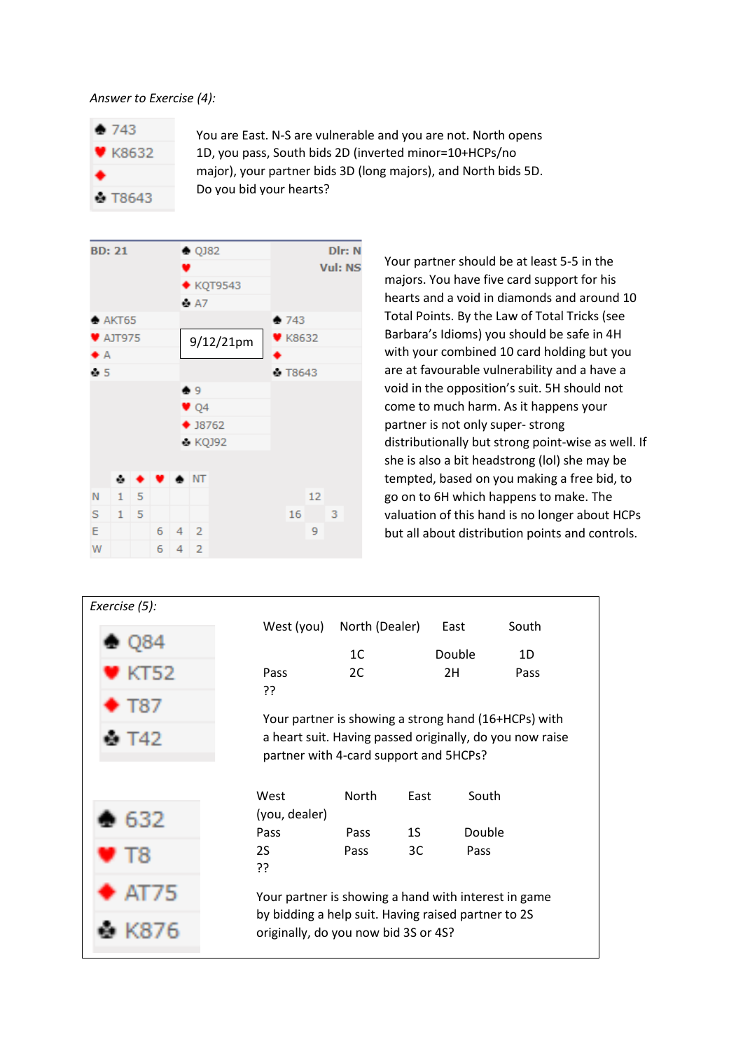*Answer to Exercise (4):*

| | |
|---|---|
| ♠ 743 | |
| ♥ K8632 | |
| ♦ | |
| ♣ T8643 | |

You are East. N-S are vulnerable and you are not. North opens 1D, you pass, South bids 2D (inverted minor=10+HCPs/no major), your partner bids 3D (long majors), and North bids 5D. Do you bid your hearts?

| | | |
|---|---|---|
| BD: 21 | ♠ QJ82 | Dlr: N |
| | ♥ | Vul: NS |
| | ♦ KQT9543 | |
| | ♣ A7 | |
| ♠ AKT65 | | ♠ 743 |
| ♥ AJT975 | 9/12/21pm | ♥ K8632 |
| ♦ A | | ♦ |
| ♣ 5 | | ♣ T8643 |
| | ♠ 9 | |
| | ♥ Q4 | |
| | ♦ J8762 | |
| | ♣ KQJ92 | |

| | ♣ | ♦ | ♥ | ♠ | NT |
|---|---|---|---|---|---|
| N | 1 | 5 | | | |
| S | 1 | 5 | | | |
| E | | | 6 | 4 | 2 |
| W | | | 6 | 4 | 2 |

| | | |
|---|---|---|
| | 12 | |
| 16 | | 3 |
| | 9 | |

Your partner should be at least 5-5 in the majors. You have five card support for his hearts and a void in diamonds and around 10 Total Points. By the Law of Total Tricks (see Barbara's Idioms) you should be safe in 4H with your combined 10 card holding but you are at favourable vulnerability and a have a void in the opposition's suit. 5H should not come to much harm. As it happens your partner is not only super- strong distributionally but strong point-wise as well. If she is also a bit headstrong (lol) she may be tempted, based on you making a free bid, to go on to 6H which happens to make. The valuation of this hand is no longer about HCPs but all about distribution points and controls.

*Exercise (5):*

| | |
|---|---|
| ♠ Q84 | |
| ♥ KT52 | |
| ♦ T87 | |
| ♣ T42 | |

| West (you) | North (Dealer) | East | South |
|---|---|---|---|
| | 1C | Double | 1D |
| Pass | 2C | 2H | Pass |
| ?? | | | |

Your partner is showing a strong hand (16+HCPs) with a heart suit. Having passed originally, do you now raise partner with 4-card support and 5HCPs?

| | |
|---|---|
| ♠ 632 | |
| ♥ T8 | |
| ♦ AT75 | |
| ♣ K876 | |

| West (you, dealer) | North | East | South |
|---|---|---|---|
| Pass | Pass | 1S | Double |
| 2S | Pass | 3C | Pass |
| ?? | | | |

Your partner is showing a hand with interest in game by bidding a help suit. Having raised partner to 2S originally, do you now bid 3S or 4S?